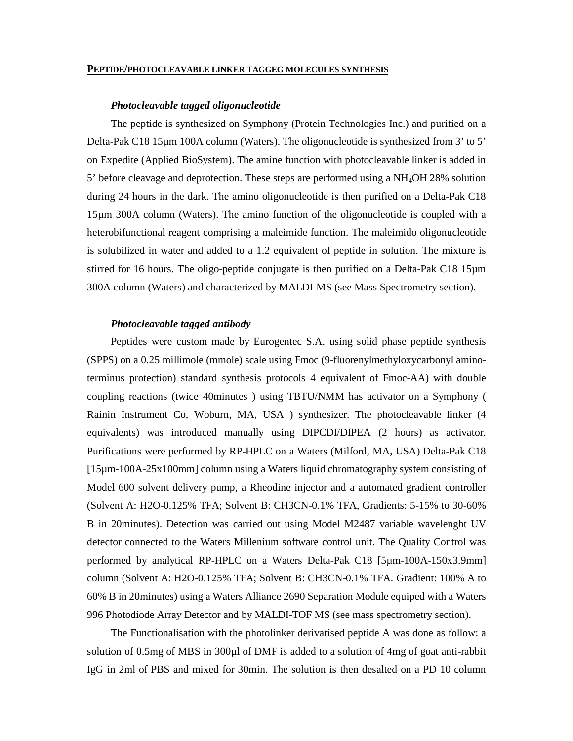**<u>PEPTIDE/PHOTOCLEAVABLE LINKER TAGGEG MOLECULES SYNTHESIS</u>**

***Photocleavable tagged oligonucleotide***

The peptide is synthesized on Symphony (Protein Technologies Inc.) and purified on a Delta-Pak C18 15µm 100A column (Waters). The oligonucleotide is synthesized from 3' to 5' on Expedite (Applied BioSystem). The amine function with photocleavable linker is added in 5' before cleavage and deprotection. These steps are performed using a $NH_4OH$ 28% solution during 24 hours in the dark. The amino oligonucleotide is then purified on a Delta-Pak C18 15µm 300A column (Waters). The amino function of the oligonucleotide is coupled with a heterobifunctional reagent comprising a maleimide function. The maleimido oligonucleotide is solubilized in water and added to a 1.2 equivalent of peptide in solution. The mixture is stirred for 16 hours. The oligo-peptide conjugate is then purified on a Delta-Pak C18 15µm 300A column (Waters) and characterized by MALDI-MS (see Mass Spectrometry section).

***Photocleavable tagged antibody***

Peptides were custom made by Eurogentec S.A. using solid phase peptide synthesis (SPPS) on a 0.25 millimole (mmole) scale using Fmoc (9-fluorenylmethyloxycarbonyl amino-terminus protection) standard synthesis protocols 4 equivalent of Fmoc-AA) with double coupling reactions (twice 40minutes ) using TBTU/NMM has activator on a Symphony ( Rainin Instrument Co, Woburn, MA, USA ) synthesizer. The photocleavable linker (4 equivalents) was introduced manually using DIPCDI/DIPEA (2 hours) as activator. Purifications were performed by RP-HPLC on a Waters (Milford, MA, USA) Delta-Pak C18 [15µm-100A-25x100mm] column using a Waters liquid chromatography system consisting of Model 600 solvent delivery pump, a Rheodine injector and a automated gradient controller (Solvent A: H2O-0.125% TFA; Solvent B: CH3CN-0.1% TFA, Gradients: 5-15% to 30-60% B in 20minutes). Detection was carried out using Model M2487 variable wavelenght UV detector connected to the Waters Millenium software control unit. The Quality Control was performed by analytical RP-HPLC on a Waters Delta-Pak C18 [5µm-100A-150x3.9mm] column (Solvent A: H2O-0.125% TFA; Solvent B: CH3CN-0.1% TFA. Gradient: 100% A to 60% B in 20minutes) using a Waters Alliance 2690 Separation Module equiped with a Waters 996 Photodiode Array Detector and by MALDI-TOF MS (see mass spectrometry section).

The Functionalisation with the photolinker derivatised peptide A was done as follow: a solution of 0.5mg of MBS in 300µl of DMF is added to a solution of 4mg of goat anti-rabbit IgG in 2ml of PBS and mixed for 30min. The solution is then desalted on a PD 10 column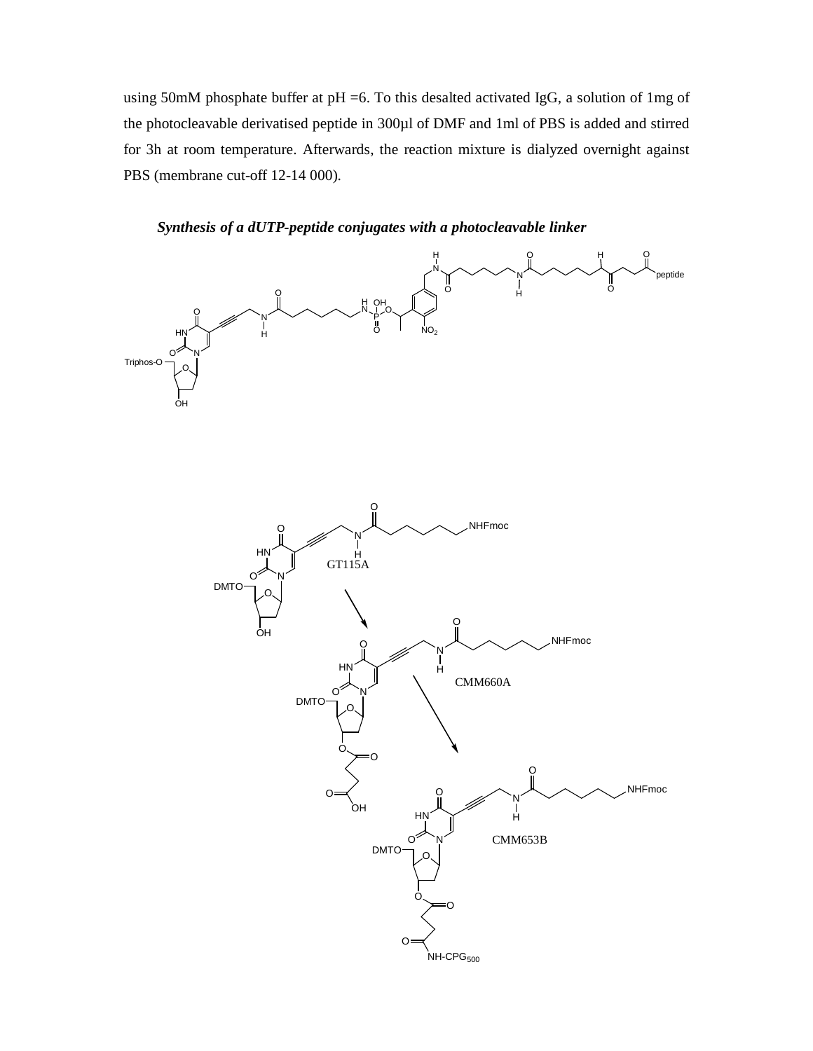using 50mM phosphate buffer at pH =6. To this desalted activated IgG, a solution of 1mg of the photocleavable derivatised peptide in 300µl of DMF and 1ml of PBS is added and stirred for 3h at room temperature. Afterwards, the reaction mixture is dialyzed overnight against PBS (membrane cut-off 12-14 000).

***Synthesis of a dUTP-peptide conjugates with a photocleavable linker***

GT115A

CMM660A

CMM653B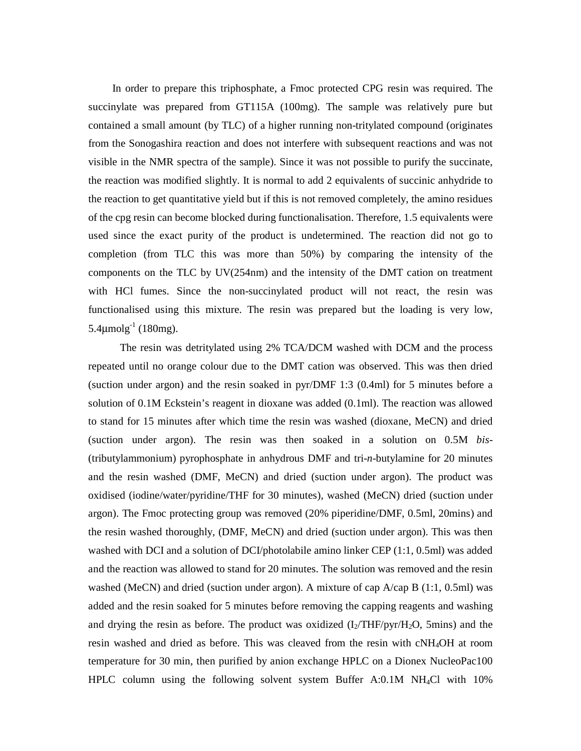In order to prepare this triphosphate, a Fmoc protected CPG resin was required. The succinylate was prepared from GT115A (100mg). The sample was relatively pure but contained a small amount (by TLC) of a higher running non-tritylated compound (originates from the Sonogashira reaction and does not interfere with subsequent reactions and was not visible in the NMR spectra of the sample). Since it was not possible to purify the succinate, the reaction was modified slightly. It is normal to add 2 equivalents of succinic anhydride to the reaction to get quantitative yield but if this is not removed completely, the amino residues of the cpg resin can become blocked during functionalisation. Therefore, 1.5 equivalents were used since the exact purity of the product is undetermined. The reaction did not go to completion (from TLC this was more than 50%) by comparing the intensity of the components on the TLC by UV(254nm) and the intensity of the DMT cation on treatment with HCl fumes. Since the non-succinylated product will not react, the resin was functionalised using this mixture. The resin was prepared but the loading is very low, $5.4\mu molg^{-1}$ (180mg).

The resin was detritylated using 2% TCA/DCM washed with DCM and the process repeated until no orange colour due to the DMT cation was observed. This was then dried (suction under argon) and the resin soaked in pyr/DMF 1:3 (0.4ml) for 5 minutes before a solution of 0.1M Eckstein's reagent in dioxane was added (0.1ml). The reaction was allowed to stand for 15 minutes after which time the resin was washed (dioxane, MeCN) and dried (suction under argon). The resin was then soaked in a solution on 0.5M *bis*-(tributylammonium) pyrophosphate in anhydrous DMF and tri-*n*-butylamine for 20 minutes and the resin washed (DMF, MeCN) and dried (suction under argon). The product was oxidised (iodine/water/pyridine/THF for 30 minutes), washed (MeCN) dried (suction under argon). The Fmoc protecting group was removed (20% piperidine/DMF, 0.5ml, 20mins) and the resin washed thoroughly, (DMF, MeCN) and dried (suction under argon). This was then washed with DCI and a solution of DCI/photolabile amino linker CEP (1:1, 0.5ml) was added and the reaction was allowed to stand for 20 minutes. The solution was removed and the resin washed (MeCN) and dried (suction under argon). A mixture of cap A/cap B (1:1, 0.5ml) was added and the resin soaked for 5 minutes before removing the capping reagents and washing and drying the resin as before. The product was oxidized ($I_2$/THF/pyr/$H_2O$, 5mins) and the resin washed and dried as before. This was cleaved from the resin with c$NH_4OH$ at room temperature for 30 min, then purified by anion exchange HPLC on a Dionex NucleoPac100 HPLC column using the following solvent system Buffer A:0.1M $NH_4Cl$ with 10%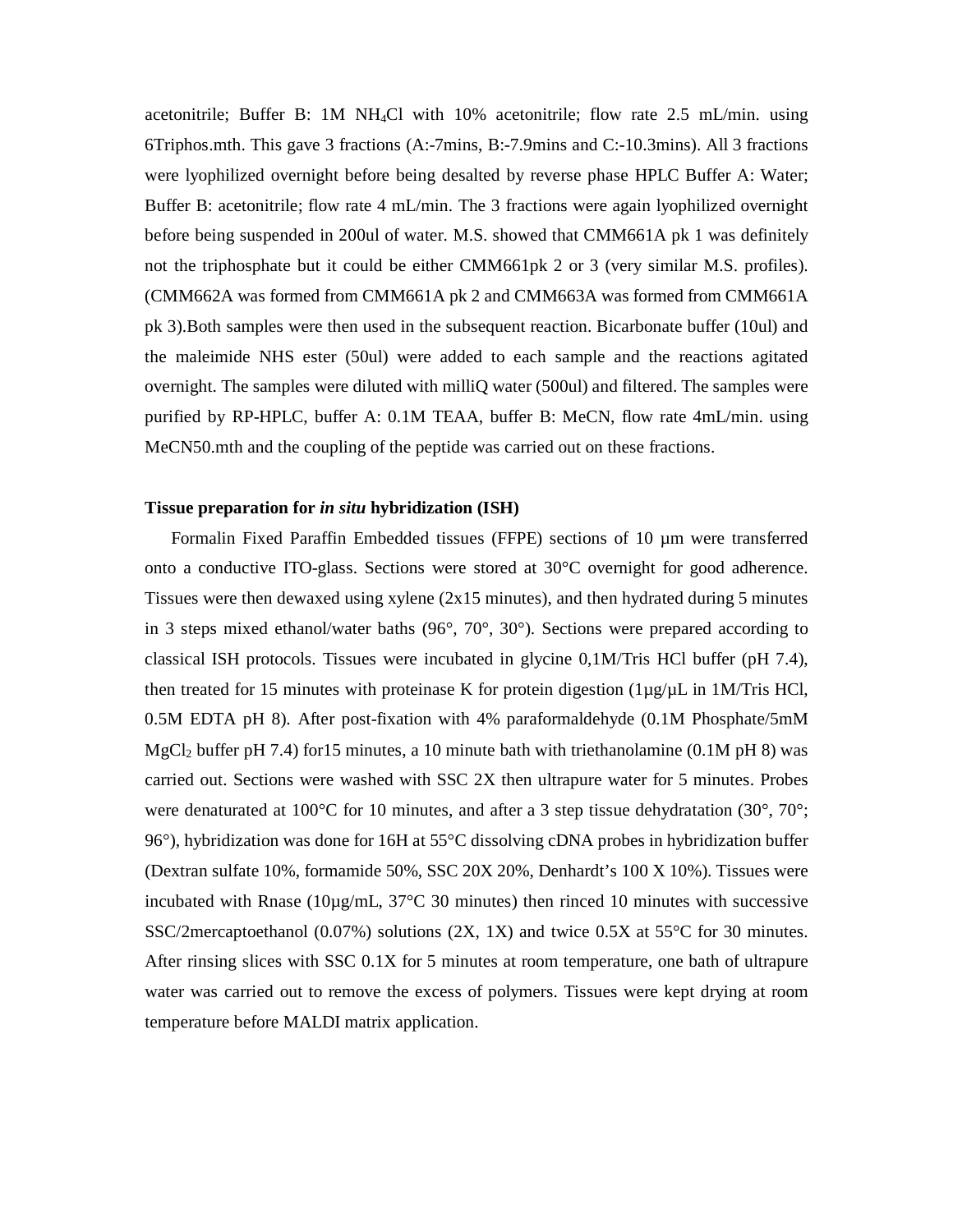acetonitrile; Buffer B: 1M $NH_4Cl$ with 10% acetonitrile; flow rate 2.5 mL/min. using 6Triphos.mth. This gave 3 fractions (A:-7mins, B:-7.9mins and C:-10.3mins). All 3 fractions were lyophilized overnight before being desalted by reverse phase HPLC Buffer A: Water; Buffer B: acetonitrile; flow rate 4 mL/min. The 3 fractions were again lyophilized overnight before being suspended in 200ul of water. M.S. showed that CMM661A pk 1 was definitely not the triphosphate but it could be either CMM661pk 2 or 3 (very similar M.S. profiles). (CMM662A was formed from CMM661A pk 2 and CMM663A was formed from CMM661A pk 3).Both samples were then used in the subsequent reaction. Bicarbonate buffer (10ul) and the maleimide NHS ester (50ul) were added to each sample and the reactions agitated overnight. The samples were diluted with milliQ water (500ul) and filtered. The samples were purified by RP-HPLC, buffer A: 0.1M TEAA, buffer B: MeCN, flow rate 4mL/min. using MeCN50.mth and the coupling of the peptide was carried out on these fractions.

**Tissue preparation for *in situ* hybridization (ISH)**

Formalin Fixed Paraffin Embedded tissues (FFPE) sections of 10 µm were transferred onto a conductive ITO-glass. Sections were stored at 30°C overnight for good adherence. Tissues were then dewaxed using xylene (2x15 minutes), and then hydrated during 5 minutes in 3 steps mixed ethanol/water baths (96°, 70°, 30°). Sections were prepared according to classical ISH protocols. Tissues were incubated in glycine 0,1M/Tris HCl buffer (pH 7.4), then treated for 15 minutes with proteinase K for protein digestion (1µg/µL in 1M/Tris HCl, 0.5M EDTA pH 8). After post-fixation with 4% paraformaldehyde (0.1M Phosphate/5mM $MgCl_2$ buffer pH 7.4) for15 minutes, a 10 minute bath with triethanolamine (0.1M pH 8) was carried out. Sections were washed with SSC 2X then ultrapure water for 5 minutes. Probes were denaturated at 100°C for 10 minutes, and after a 3 step tissue dehydratation (30°, 70°; 96°), hybridization was done for 16H at 55°C dissolving cDNA probes in hybridization buffer (Dextran sulfate 10%, formamide 50%, SSC 20X 20%, Denhardt's 100 X 10%). Tissues were incubated with Rnase (10µg/mL, 37°C 30 minutes) then rinced 10 minutes with successive SSC/2mercaptoethanol (0.07%) solutions (2X, 1X) and twice 0.5X at 55°C for 30 minutes. After rinsing slices with SSC 0.1X for 5 minutes at room temperature, one bath of ultrapure water was carried out to remove the excess of polymers. Tissues were kept drying at room temperature before MALDI matrix application.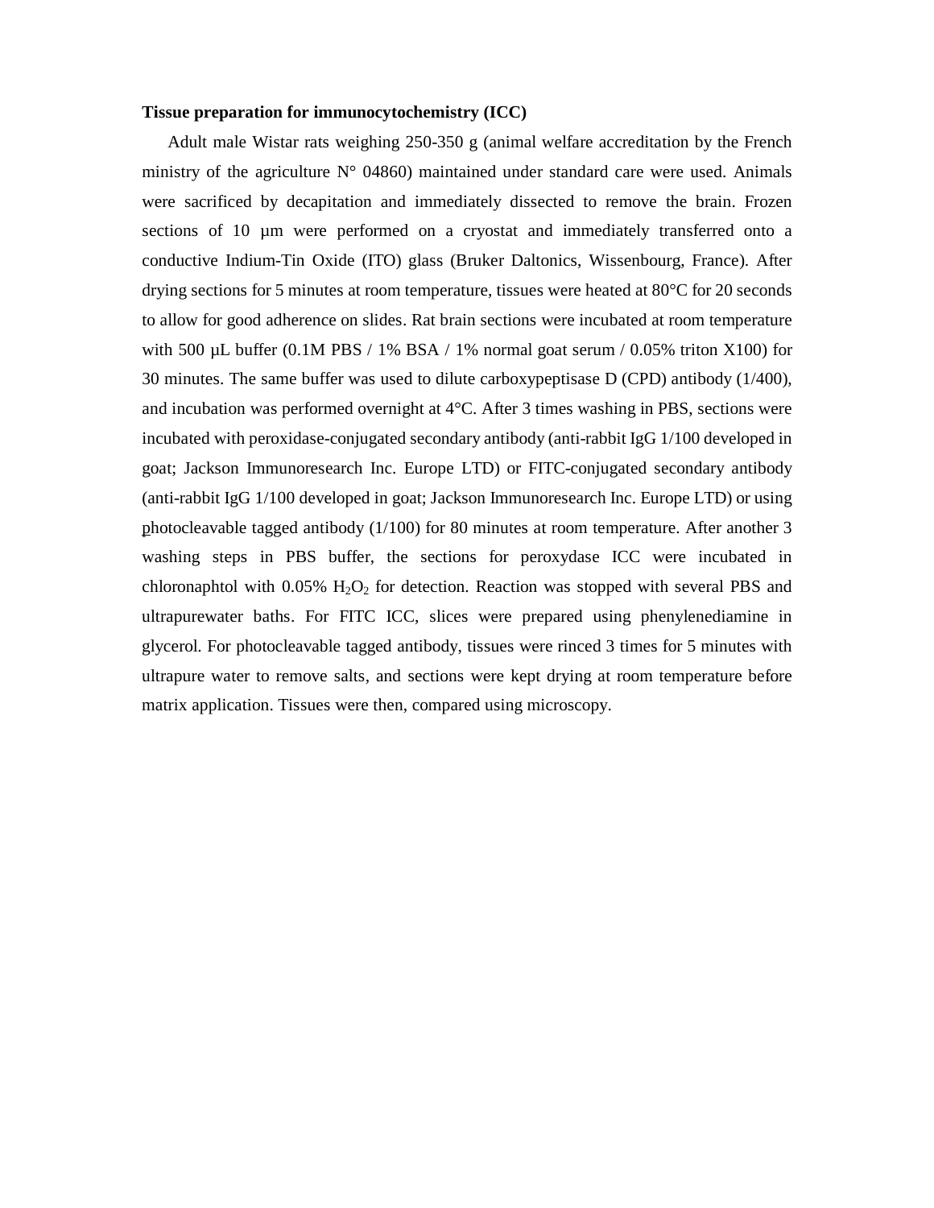**Tissue preparation for immunocytochemistry (ICC)**

Adult male Wistar rats weighing 250-350 g (animal welfare accreditation by the French ministry of the agriculture N° 04860) maintained under standard care were used. Animals were sacrificed by decapitation and immediately dissected to remove the brain. Frozen sections of 10 µm were performed on a cryostat and immediately transferred onto a conductive Indium-Tin Oxide (ITO) glass (Bruker Daltonics, Wissenbourg, France). After drying sections for 5 minutes at room temperature, tissues were heated at 80°C for 20 seconds to allow for good adherence on slides. Rat brain sections were incubated at room temperature with 500 µL buffer (0.1M PBS / 1% BSA / 1% normal goat serum / 0.05% triton X100) for 30 minutes. The same buffer was used to dilute carboxypeptisase D (CPD) antibody (1/400), and incubation was performed overnight at 4°C. After 3 times washing in PBS, sections were incubated with peroxidase-conjugated secondary antibody (anti-rabbit IgG 1/100 developed in goat; Jackson Immunoresearch Inc. Europe LTD) or FITC-conjugated secondary antibody (anti-rabbit IgG 1/100 developed in goat; Jackson Immunoresearch Inc. Europe LTD) or using photocleavable tagged antibody (1/100) for 80 minutes at room temperature. After another 3 washing steps in PBS buffer, the sections for peroxydase ICC were incubated in chloronaphtol with 0.05% $H_2O_2$ for detection. Reaction was stopped with several PBS and ultrapurewater baths. For FITC ICC, slices were prepared using phenylenediamine in glycerol. For photocleavable tagged antibody, tissues were rinced 3 times for 5 minutes with ultrapure water to remove salts, and sections were kept drying at room temperature before matrix application. Tissues were then, compared using microscopy.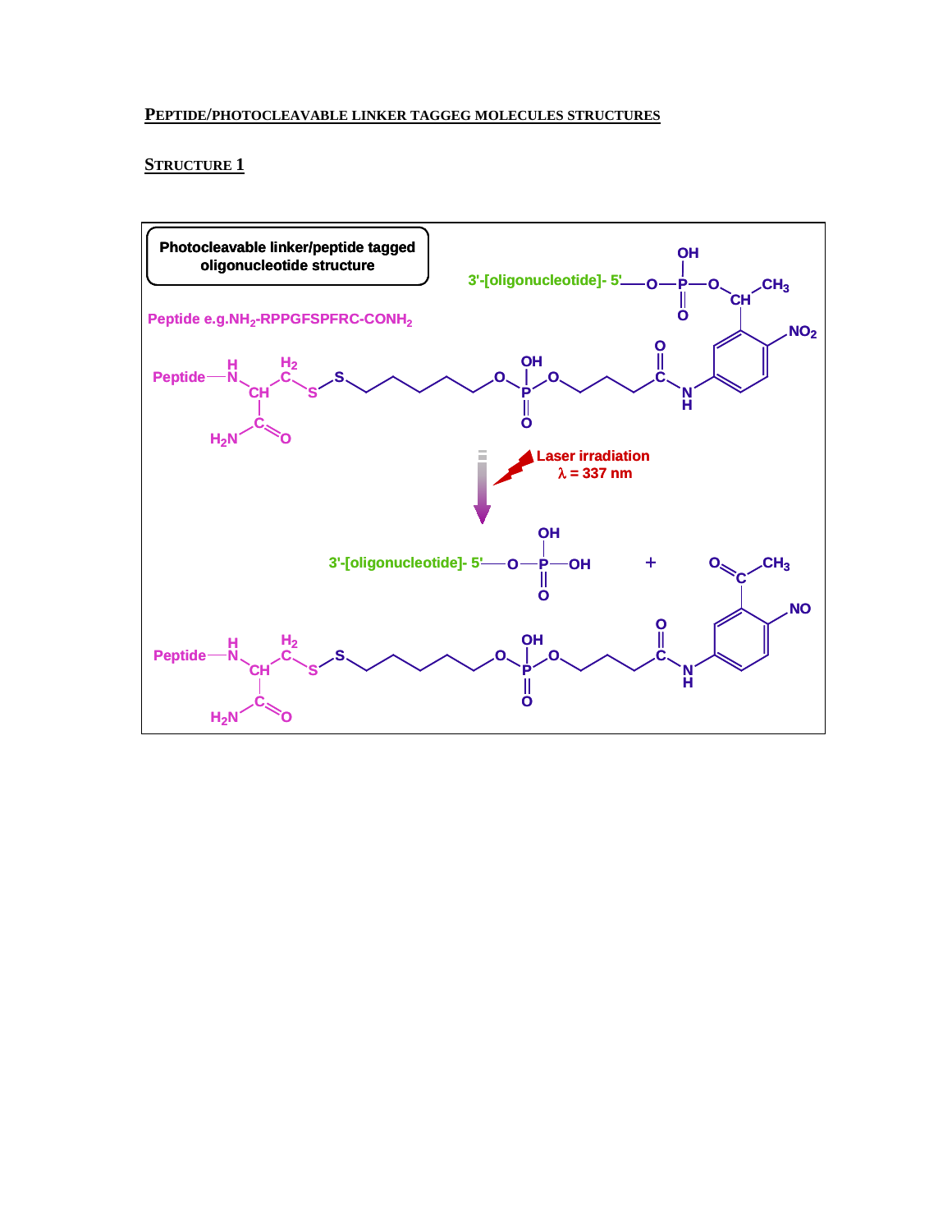## PEPTIDE/PHOTOCLEAVABLE LINKER TAGGEG MOLECULES STRUCTURES

### STRUCTURE 1

**Photocleavable linker/peptide tagged oligonucleotide structure**

Peptide e.g.$NH_2$-RPPGFSPFRC-$CONH_2$

3'-[oligonucleotide]- 5'

Laser irradiation

$\lambda$ = 337 nm

3'-[oligonucleotide]- 5'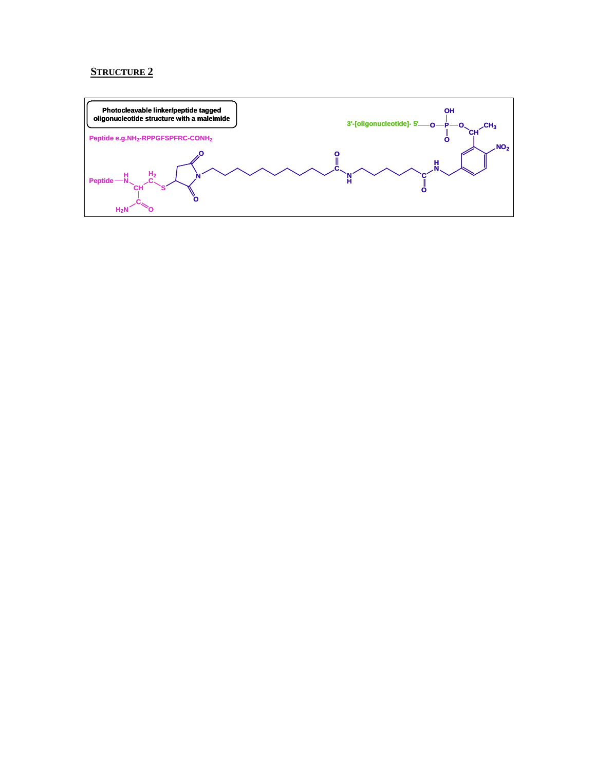## STRUCTURE 2

**Photocleavable linker/peptide tagged oligonucleotide structure with a maleimide**

Peptide e.g. $NH_2$-RPPGFSPFRC-$CONH_2$

3'-[oligonucleotide]- 5'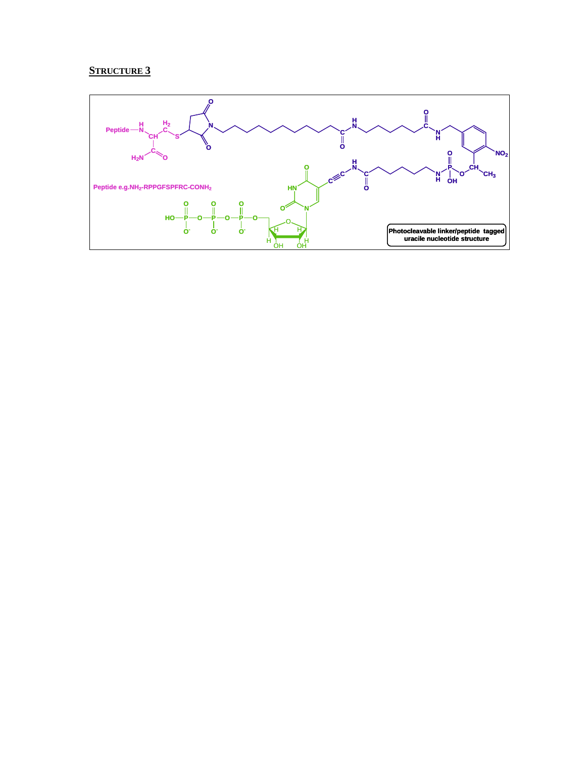## STRUCTURE 3

Peptide e.g. $NH_2$-RPPGFSPFRC-$CONH_2$

Photocleavable linker/peptide tagged uracile nucleotide structure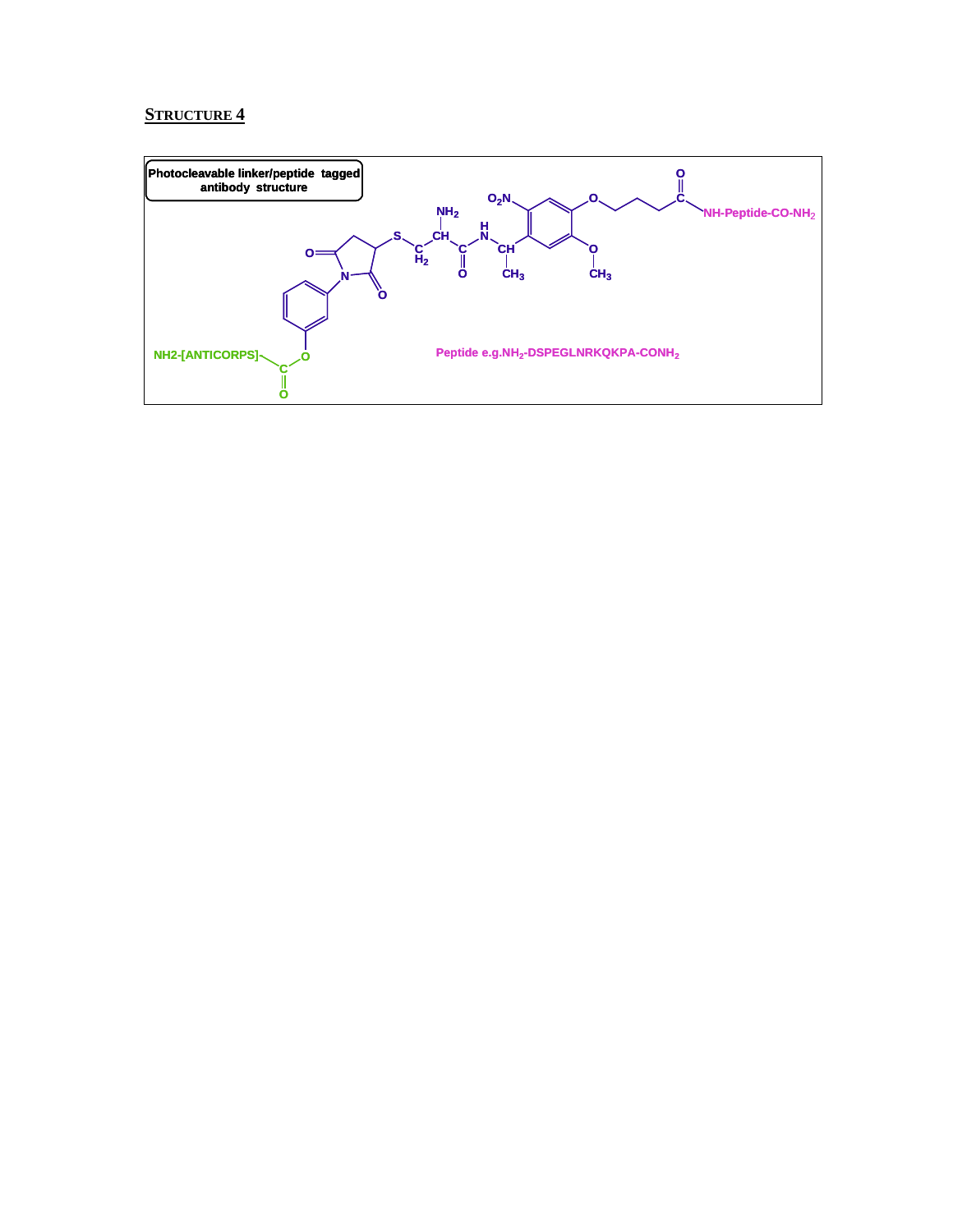**STRUCTURE 4**

Photocleavable linker/peptide tagged antibody structure

$O_2N$

O

NH-Peptide-CO-$NH_2$

$NH_2$

H

S

N

CH

C

CH

C

O

$H_2$

O

N

CH

O

$CH_3$

O

$CH_3$

NH2-[ANTICORPS]

O

C

O

Peptide e.g.$NH_2$-DSPEGLNRKQKPA-$CONH_2$